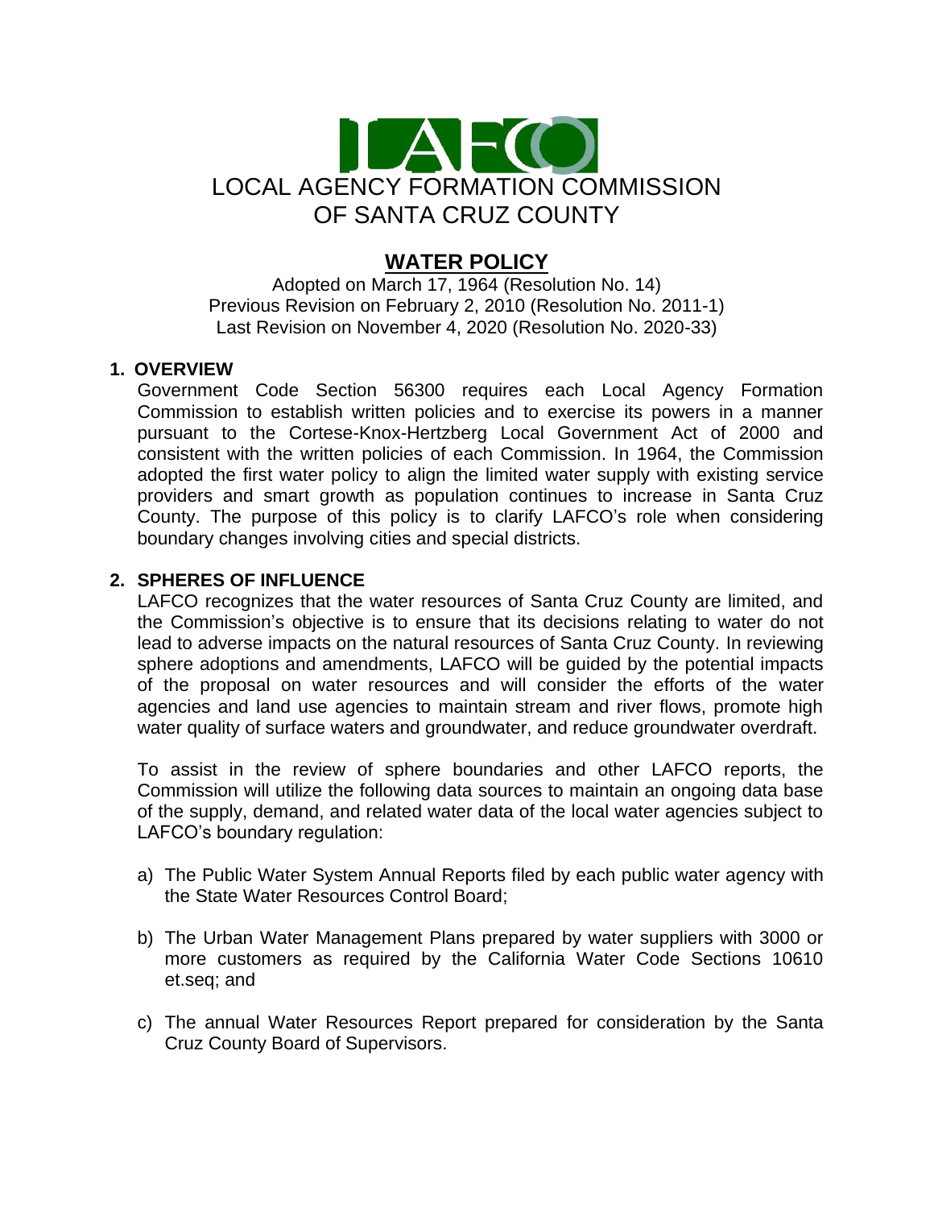LAFCO

LOCAL AGENCY FORMATION COMMISSION
OF SANTA CRUZ COUNTY

# WATER POLICY

Adopted on March 17, 1964 (Resolution No. 14)
Previous Revision on February 2, 2010 (Resolution No. 2011-1)
Last Revision on November 4, 2020 (Resolution No. 2020-33)

## 1. OVERVIEW

Government Code Section 56300 requires each Local Agency Formation Commission to establish written policies and to exercise its powers in a manner pursuant to the Cortese-Knox-Hertzberg Local Government Act of 2000 and consistent with the written policies of each Commission. In 1964, the Commission adopted the first water policy to align the limited water supply with existing service providers and smart growth as population continues to increase in Santa Cruz County. The purpose of this policy is to clarify LAFCO's role when considering boundary changes involving cities and special districts.

## 2. SPHERES OF INFLUENCE

LAFCO recognizes that the water resources of Santa Cruz County are limited, and the Commission's objective is to ensure that its decisions relating to water do not lead to adverse impacts on the natural resources of Santa Cruz County. In reviewing sphere adoptions and amendments, LAFCO will be guided by the potential impacts of the proposal on water resources and will consider the efforts of the water agencies and land use agencies to maintain stream and river flows, promote high water quality of surface waters and groundwater, and reduce groundwater overdraft.

To assist in the review of sphere boundaries and other LAFCO reports, the Commission will utilize the following data sources to maintain an ongoing data base of the supply, demand, and related water data of the local water agencies subject to LAFCO's boundary regulation:

a) The Public Water System Annual Reports filed by each public water agency with the State Water Resources Control Board;

b) The Urban Water Management Plans prepared by water suppliers with 3000 or more customers as required by the California Water Code Sections 10610 et.seq; and

c) The annual Water Resources Report prepared for consideration by the Santa Cruz County Board of Supervisors.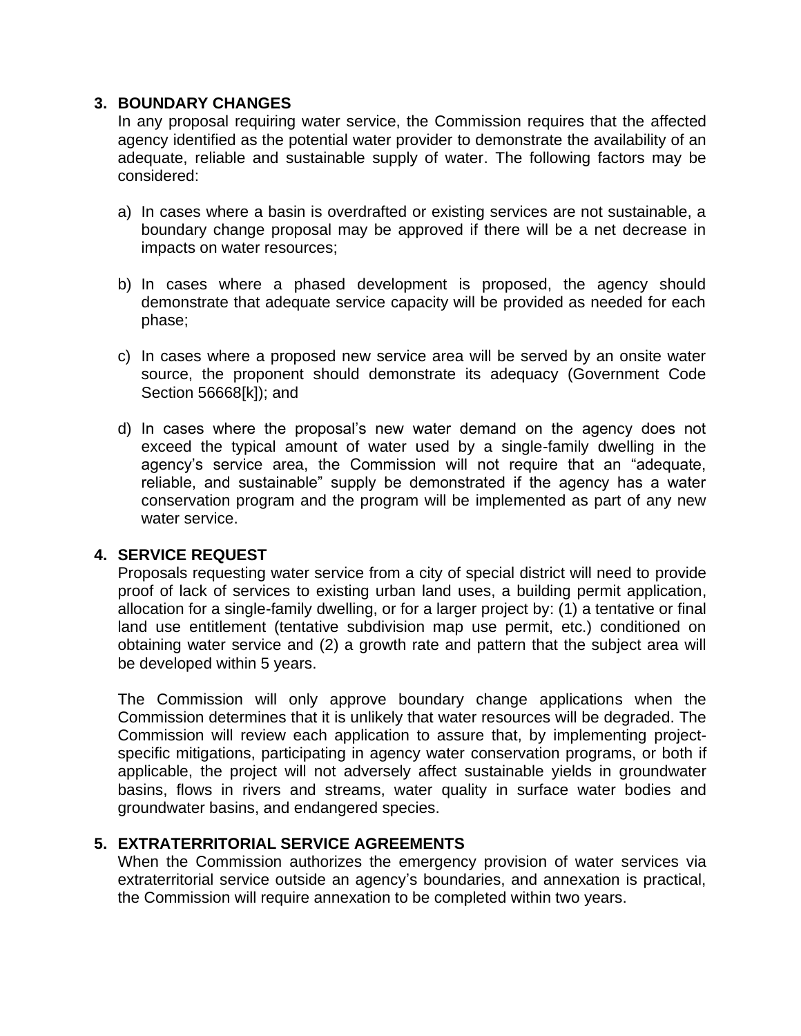## 3. BOUNDARY CHANGES

In any proposal requiring water service, the Commission requires that the affected agency identified as the potential water provider to demonstrate the availability of an adequate, reliable and sustainable supply of water. The following factors may be considered:

a) In cases where a basin is overdrafted or existing services are not sustainable, a boundary change proposal may be approved if there will be a net decrease in impacts on water resources;

b) In cases where a phased development is proposed, the agency should demonstrate that adequate service capacity will be provided as needed for each phase;

c) In cases where a proposed new service area will be served by an onsite water source, the proponent should demonstrate its adequacy (Government Code Section 56668[k]); and

d) In cases where the proposal's new water demand on the agency does not exceed the typical amount of water used by a single-family dwelling in the agency's service area, the Commission will not require that an "adequate, reliable, and sustainable" supply be demonstrated if the agency has a water conservation program and the program will be implemented as part of any new water service.

## 4. SERVICE REQUEST

Proposals requesting water service from a city of special district will need to provide proof of lack of services to existing urban land uses, a building permit application, allocation for a single-family dwelling, or for a larger project by: (1) a tentative or final land use entitlement (tentative subdivision map use permit, etc.) conditioned on obtaining water service and (2) a growth rate and pattern that the subject area will be developed within 5 years.

The Commission will only approve boundary change applications when the Commission determines that it is unlikely that water resources will be degraded. The Commission will review each application to assure that, by implementing project-specific mitigations, participating in agency water conservation programs, or both if applicable, the project will not adversely affect sustainable yields in groundwater basins, flows in rivers and streams, water quality in surface water bodies and groundwater basins, and endangered species.

## 5. EXTRATERRITORIAL SERVICE AGREEMENTS

When the Commission authorizes the emergency provision of water services via extraterritorial service outside an agency's boundaries, and annexation is practical, the Commission will require annexation to be completed within two years.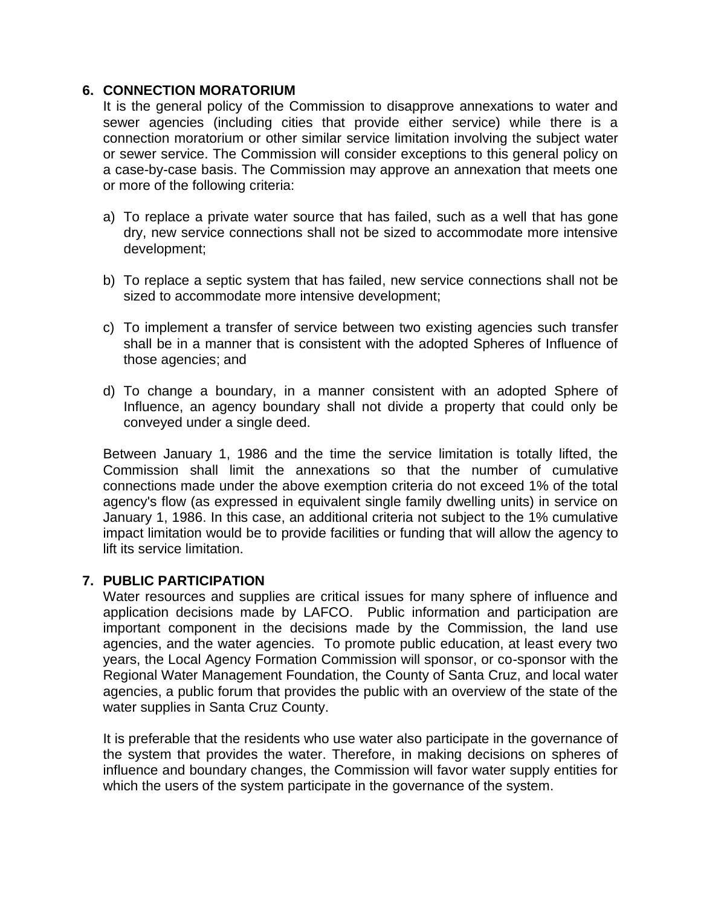## 6. CONNECTION MORATORIUM

It is the general policy of the Commission to disapprove annexations to water and sewer agencies (including cities that provide either service) while there is a connection moratorium or other similar service limitation involving the subject water or sewer service. The Commission will consider exceptions to this general policy on a case-by-case basis. The Commission may approve an annexation that meets one or more of the following criteria:

a) To replace a private water source that has failed, such as a well that has gone dry, new service connections shall not be sized to accommodate more intensive development;

b) To replace a septic system that has failed, new service connections shall not be sized to accommodate more intensive development;

c) To implement a transfer of service between two existing agencies such transfer shall be in a manner that is consistent with the adopted Spheres of Influence of those agencies; and

d) To change a boundary, in a manner consistent with an adopted Sphere of Influence, an agency boundary shall not divide a property that could only be conveyed under a single deed.

Between January 1, 1986 and the time the service limitation is totally lifted, the Commission shall limit the annexations so that the number of cumulative connections made under the above exemption criteria do not exceed 1% of the total agency's flow (as expressed in equivalent single family dwelling units) in service on January 1, 1986. In this case, an additional criteria not subject to the 1% cumulative impact limitation would be to provide facilities or funding that will allow the agency to lift its service limitation.

## 7. PUBLIC PARTICIPATION

Water resources and supplies are critical issues for many sphere of influence and application decisions made by LAFCO. Public information and participation are important component in the decisions made by the Commission, the land use agencies, and the water agencies. To promote public education, at least every two years, the Local Agency Formation Commission will sponsor, or co-sponsor with the Regional Water Management Foundation, the County of Santa Cruz, and local water agencies, a public forum that provides the public with an overview of the state of the water supplies in Santa Cruz County.

It is preferable that the residents who use water also participate in the governance of the system that provides the water. Therefore, in making decisions on spheres of influence and boundary changes, the Commission will favor water supply entities for which the users of the system participate in the governance of the system.